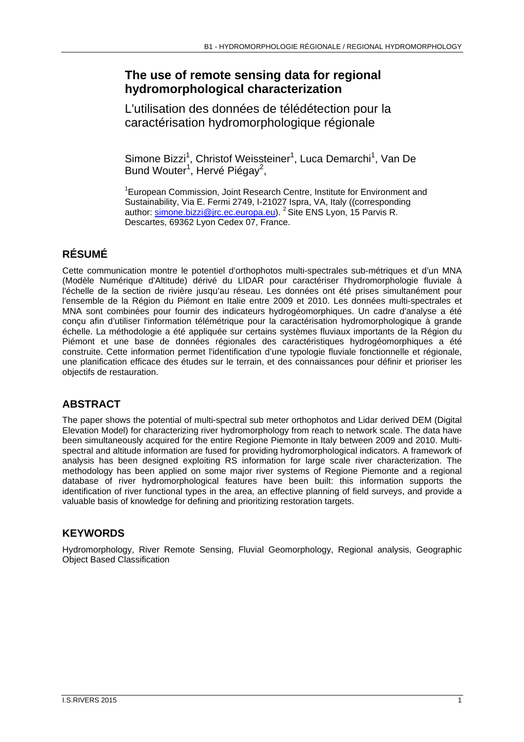# The use of remote sensing data for regional hydromorphological characterization

L'utilisation des données de télédétection pour la caractérisation hydromorphologique régionale

Simone Bizzi[1], Christof Weissteiner[1], Luca Demarchi[1], Van De Bund Wouter[1], Hervé Piégay[2],

[1]European Commission, Joint Research Centre, Institute for Environment and Sustainability, Via E. Fermi 2749, I-21027 Ispra, VA, Italy ((corresponding author: simone.bizzi@jrc.ec.europa.eu). [2] Site ENS Lyon, 15 Parvis R. Descartes, 69362 Lyon Cedex 07, France.

## RÉSUMÉ

Cette communication montre le potentiel d'orthophotos multi-spectrales sub-métriques et d'un MNA (Modèle Numérique d'Altitude) dérivé du LIDAR pour caractériser l'hydromorphologie fluviale à l'échelle de la section de rivière jusqu'au réseau. Les données ont été prises simultanément pour l'ensemble de la Région du Piémont en Italie entre 2009 et 2010. Les données multi-spectrales et MNA sont combinées pour fournir des indicateurs hydrogéomorphiques. Un cadre d'analyse a été conçu afin d'utiliser l'information télémétrique pour la caractérisation hydromorphologique à grande échelle. La méthodologie a été appliquée sur certains systèmes fluviaux importants de la Région du Piémont et une base de données régionales des caractéristiques hydrogéomorphiques a été construite. Cette information permet l'identification d'une typologie fluviale fonctionnelle et régionale, une planification efficace des études sur le terrain, et des connaissances pour définir et prioriser les objectifs de restauration.

## ABSTRACT

The paper shows the potential of multi-spectral sub meter orthophotos and Lidar derived DEM (Digital Elevation Model) for characterizing river hydromorphology from reach to network scale. The data have been simultaneously acquired for the entire Regione Piemonte in Italy between 2009 and 2010. Multi-spectral and altitude information are fused for providing hydromorphological indicators. A framework of analysis has been designed exploiting RS information for large scale river characterization. The methodology has been applied on some major river systems of Regione Piemonte and a regional database of river hydromorphological features have been built: this information supports the identification of river functional types in the area, an effective planning of field surveys, and provide a valuable basis of knowledge for defining and prioritizing restoration targets.

## KEYWORDS

Hydromorphology, River Remote Sensing, Fluvial Geomorphology, Regional analysis, Geographic Object Based Classification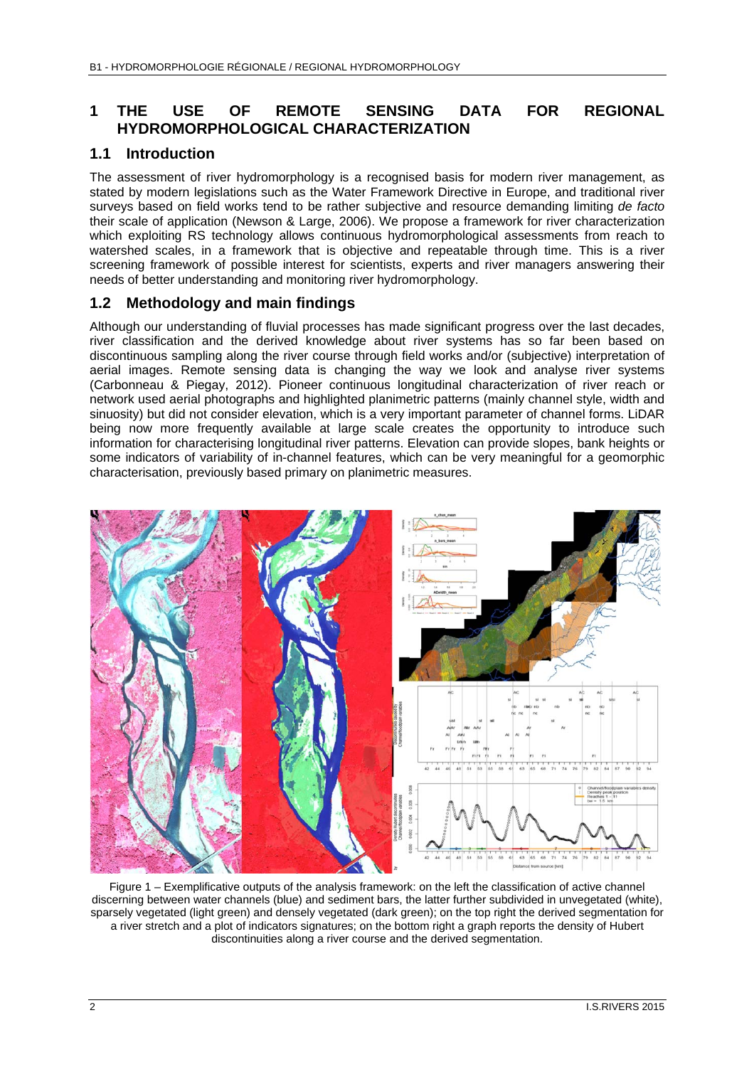# 1 THE USE OF REMOTE SENSING DATA FOR REGIONAL HYDROMORPHOLOGICAL CHARACTERIZATION

## 1.1 Introduction

The assessment of river hydromorphology is a recognised basis for modern river management, as stated by modern legislations such as the Water Framework Directive in Europe, and traditional river surveys based on field works tend to be rather subjective and resource demanding limiting *de facto* their scale of application (Newson & Large, 2006). We propose a framework for river characterization which exploiting RS technology allows continuous hydromorphological assessments from reach to watershed scales, in a framework that is objective and repeatable through time. This is a river screening framework of possible interest for scientists, experts and river managers answering their needs of better understanding and monitoring river hydromorphology.

## 1.2 Methodology and main findings

Although our understanding of fluvial processes has made significant progress over the last decades, river classification and the derived knowledge about river systems has so far been based on discontinuous sampling along the river course through field works and/or (subjective) interpretation of aerial images. Remote sensing data is changing the way we look and analyse river systems (Carbonneau & Piegay, 2012). Pioneer continuous longitudinal characterization of river reach or network used aerial photographs and highlighted planimetric patterns (mainly channel style, width and sinuosity) but did not consider elevation, which is a very important parameter of channel forms. LiDAR being now more frequently available at large scale creates the opportunity to introduce such information for characterising longitudinal river patterns. Elevation can provide slopes, bank heights or some indicators of variability of in-channel features, which can be very meaningful for a geomorphic characterisation, previously based primary on planimetric measures.

Figure 1 – Exemplificative outputs of the analysis framework: on the left the classification of active channel discerning between water channels (blue) and sediment bars, the latter further subdivided in unvegetated (white), sparsely vegetated (light green) and densely vegetated (dark green); on the top right the derived segmentation for a river stretch and a plot of indicators signatures; on the bottom right a graph reports the density of Hubert discontinuities along a river course and the derived segmentation.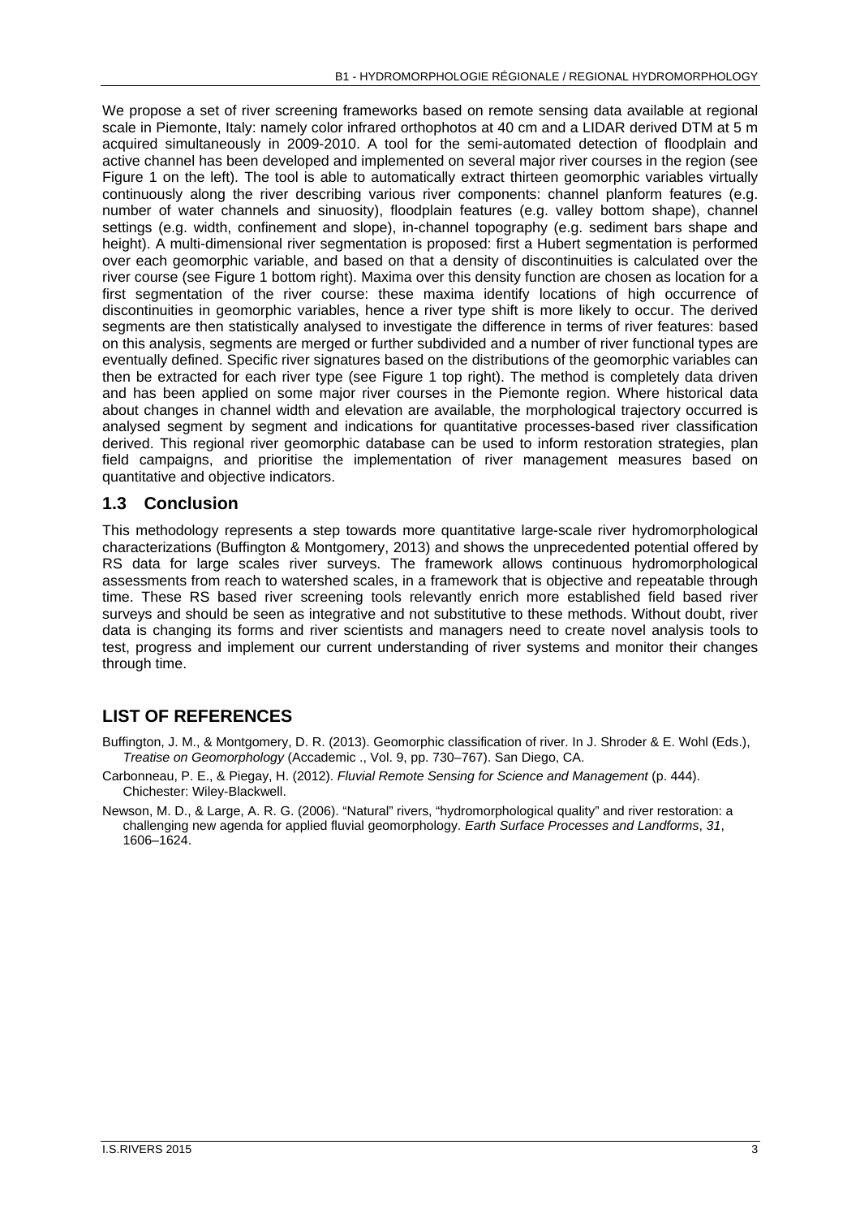We propose a set of river screening frameworks based on remote sensing data available at regional scale in Piemonte, Italy: namely color infrared orthophotos at 40 cm and a LIDAR derived DTM at 5 m acquired simultaneously in 2009-2010. A tool for the semi-automated detection of floodplain and active channel has been developed and implemented on several major river courses in the region (see Figure 1 on the left). The tool is able to automatically extract thirteen geomorphic variables virtually continuously along the river describing various river components: channel planform features (e.g. number of water channels and sinuosity), floodplain features (e.g. valley bottom shape), channel settings (e.g. width, confinement and slope), in-channel topography (e.g. sediment bars shape and height). A multi-dimensional river segmentation is proposed: first a Hubert segmentation is performed over each geomorphic variable, and based on that a density of discontinuities is calculated over the river course (see Figure 1 bottom right). Maxima over this density function are chosen as location for a first segmentation of the river course: these maxima identify locations of high occurrence of discontinuities in geomorphic variables, hence a river type shift is more likely to occur. The derived segments are then statistically analysed to investigate the difference in terms of river features: based on this analysis, segments are merged or further subdivided and a number of river functional types are eventually defined. Specific river signatures based on the distributions of the geomorphic variables can then be extracted for each river type (see Figure 1 top right). The method is completely data driven and has been applied on some major river courses in the Piemonte region. Where historical data about changes in channel width and elevation are available, the morphological trajectory occurred is analysed segment by segment and indications for quantitative processes-based river classification derived. This regional river geomorphic database can be used to inform restoration strategies, plan field campaigns, and prioritise the implementation of river management measures based on quantitative and objective indicators.

## 1.3 Conclusion

This methodology represents a step towards more quantitative large-scale river hydromorphological characterizations (Buffington & Montgomery, 2013) and shows the unprecedented potential offered by RS data for large scales river surveys. The framework allows continuous hydromorphological assessments from reach to watershed scales, in a framework that is objective and repeatable through time. These RS based river screening tools relevantly enrich more established field based river surveys and should be seen as integrative and not substitutive to these methods. Without doubt, river data is changing its forms and river scientists and managers need to create novel analysis tools to test, progress and implement our current understanding of river systems and monitor their changes through time.

## LIST OF REFERENCES

Buffington, J. M., & Montgomery, D. R. (2013). Geomorphic classification of river. In J. Shroder & E. Wohl (Eds.), *Treatise on Geomorphology* (Accademic ., Vol. 9, pp. 730–767). San Diego, CA.

Carbonneau, P. E., & Piegay, H. (2012). *Fluvial Remote Sensing for Science and Management* (p. 444). Chichester: Wiley-Blackwell.

Newson, M. D., & Large, A. R. G. (2006). "Natural" rivers, "hydromorphological quality" and river restoration: a challenging new agenda for applied fluvial geomorphology. *Earth Surface Processes and Landforms*, *31*, 1606–1624.